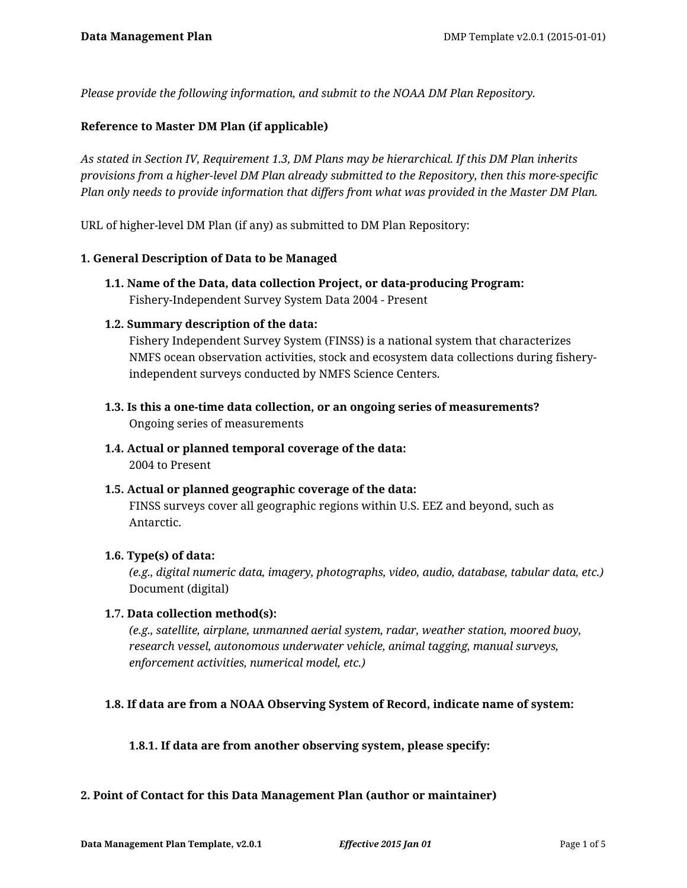*Please provide the following information, and submit to the NOAA DM Plan Repository.*

**Reference to Master DM Plan (if applicable)**

*As stated in Section IV, Requirement 1.3, DM Plans may be hierarchical. If this DM Plan inherits provisions from a higher-level DM Plan already submitted to the Repository, then this more-specific Plan only needs to provide information that differs from what was provided in the Master DM Plan.*

URL of higher-level DM Plan (if any) as submitted to DM Plan Repository:

## 1. General Description of Data to be Managed

### 1.1. Name of the Data, data collection Project, or data-producing Program:

Fishery-Independent Survey System Data 2004 - Present

### 1.2. Summary description of the data:

Fishery Independent Survey System (FINSS) is a national system that characterizes NMFS ocean observation activities, stock and ecosystem data collections during fishery-independent surveys conducted by NMFS Science Centers.

### 1.3. Is this a one-time data collection, or an ongoing series of measurements?

Ongoing series of measurements

### 1.4. Actual or planned temporal coverage of the data:

2004 to Present

### 1.5. Actual or planned geographic coverage of the data:

FINSS surveys cover all geographic regions within U.S. EEZ and beyond, such as Antarctic.

### 1.6. Type(s) of data:

*(e.g., digital numeric data, imagery, photographs, video, audio, database, tabular data, etc.)*

Document (digital)

### 1.7. Data collection method(s):

*(e.g., satellite, airplane, unmanned aerial system, radar, weather station, moored buoy, research vessel, autonomous underwater vehicle, animal tagging, manual surveys, enforcement activities, numerical model, etc.)*

### 1.8. If data are from a NOAA Observing System of Record, indicate name of system:

#### 1.8.1. If data are from another observing system, please specify:

## 2. Point of Contact for this Data Management Plan (author or maintainer)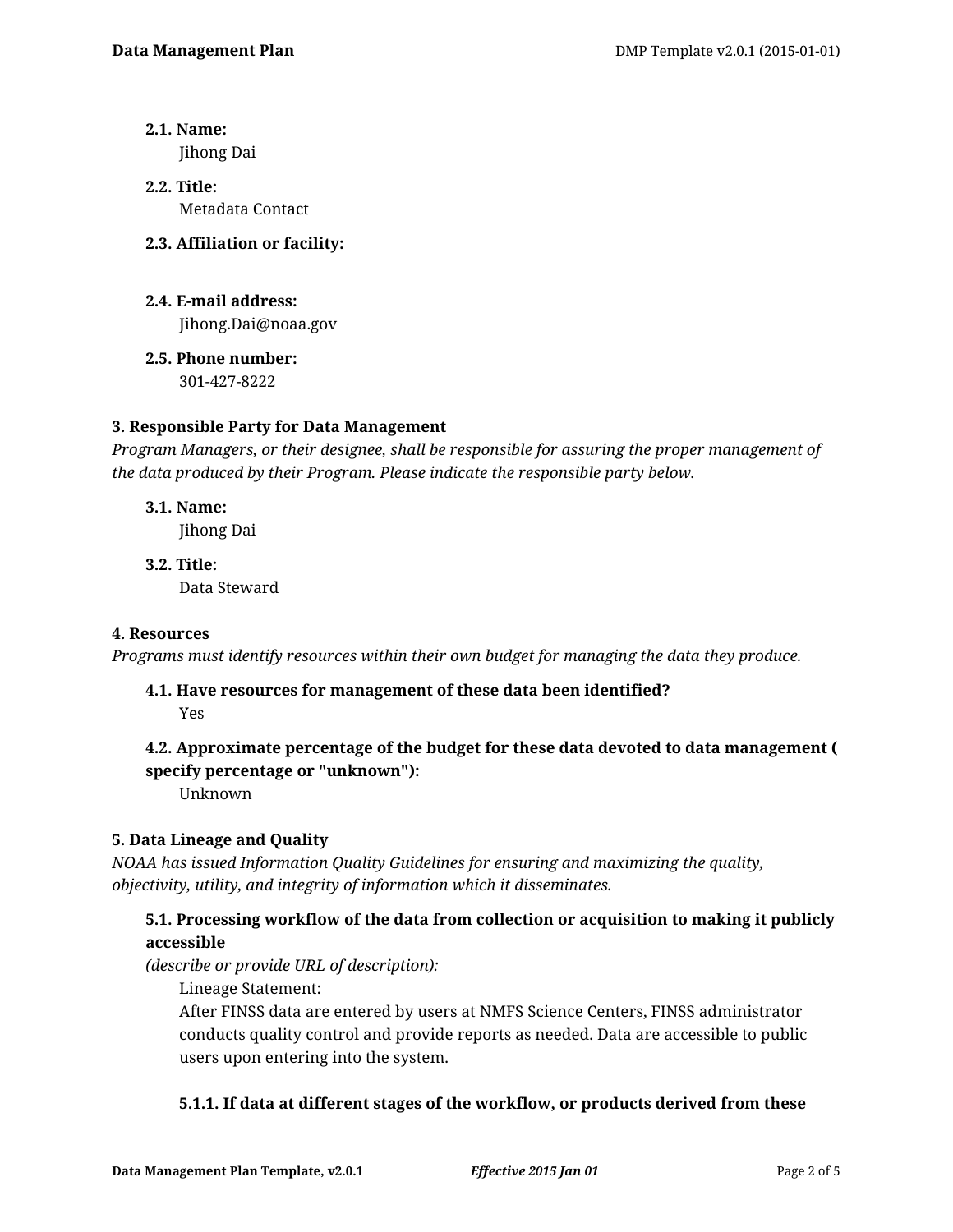**2.1. Name:**
Jihong Dai

**2.2. Title:**
Metadata Contact

**2.3. Affiliation or facility:**

**2.4. E-mail address:**
Jihong.Dai@noaa.gov

**2.5. Phone number:**
301-427-8222

### 3. Responsible Party for Data Management

*Program Managers, or their designee, shall be responsible for assuring the proper management of the data produced by their Program. Please indicate the responsible party below.*

**3.1. Name:**
Jihong Dai

**3.2. Title:**
Data Steward

### 4. Resources

*Programs must identify resources within their own budget for managing the data they produce.*

**4.1. Have resources for management of these data been identified?**
Yes

**4.2. Approximate percentage of the budget for these data devoted to data management ( specify percentage or "unknown"):**
Unknown

### 5. Data Lineage and Quality

*NOAA has issued Information Quality Guidelines for ensuring and maximizing the quality, objectivity, utility, and integrity of information which it disseminates.*

**5.1. Processing workflow of the data from collection or acquisition to making it publicly accessible**
*(describe or provide URL of description):*

Lineage Statement:
After FINSS data are entered by users at NMFS Science Centers, FINSS administrator conducts quality control and provide reports as needed. Data are accessible to public users upon entering into the system.

**5.1.1. If data at different stages of the workflow, or products derived from these**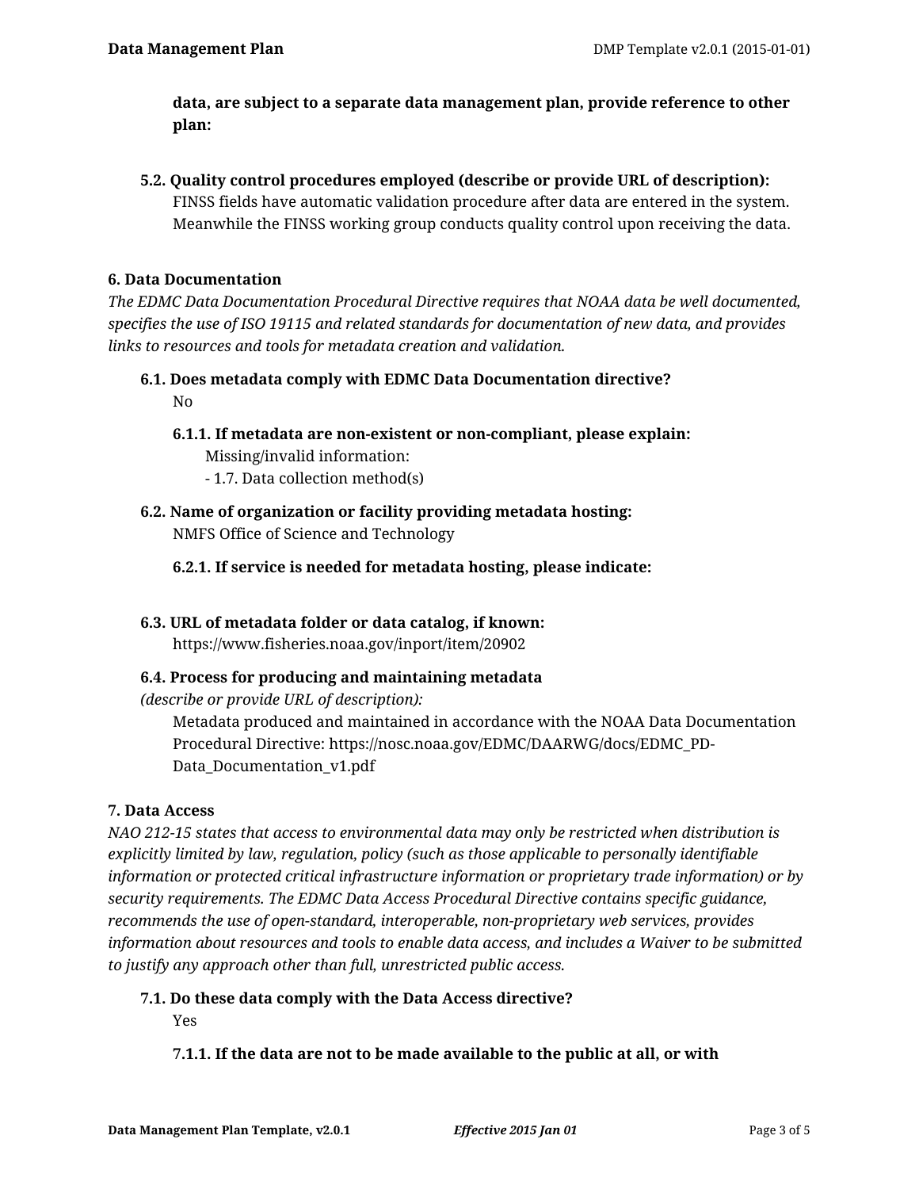**data, are subject to a separate data management plan, provide reference to other plan:**

**5.2. Quality control procedures employed (describe or provide URL of description):**

FINSS fields have automatic validation procedure after data are entered in the system. Meanwhile the FINSS working group conducts quality control upon receiving the data.

**6. Data Documentation**

*The EDMC Data Documentation Procedural Directive requires that NOAA data be well documented, specifies the use of ISO 19115 and related standards for documentation of new data, and provides links to resources and tools for metadata creation and validation.*

**6.1. Does metadata comply with EDMC Data Documentation directive?**

No

**6.1.1. If metadata are non-existent or non-compliant, please explain:**

Missing/invalid information:
- 1.7. Data collection method(s)

**6.2. Name of organization or facility providing metadata hosting:**

NMFS Office of Science and Technology

**6.2.1. If service is needed for metadata hosting, please indicate:**

**6.3. URL of metadata folder or data catalog, if known:**

https://www.fisheries.noaa.gov/inport/item/20902

**6.4. Process for producing and maintaining metadata**
*(describe or provide URL of description):*

Metadata produced and maintained in accordance with the NOAA Data Documentation Procedural Directive: https://nosc.noaa.gov/EDMC/DAARWG/docs/EDMC_PD-Data_Documentation_v1.pdf

**7. Data Access**

*NAO 212-15 states that access to environmental data may only be restricted when distribution is explicitly limited by law, regulation, policy (such as those applicable to personally identifiable information or protected critical infrastructure information or proprietary trade information) or by security requirements. The EDMC Data Access Procedural Directive contains specific guidance, recommends the use of open-standard, interoperable, non-proprietary web services, provides information about resources and tools to enable data access, and includes a Waiver to be submitted to justify any approach other than full, unrestricted public access.*

**7.1. Do these data comply with the Data Access directive?**

Yes

**7.1.1. If the data are not to be made available to the public at all, or with**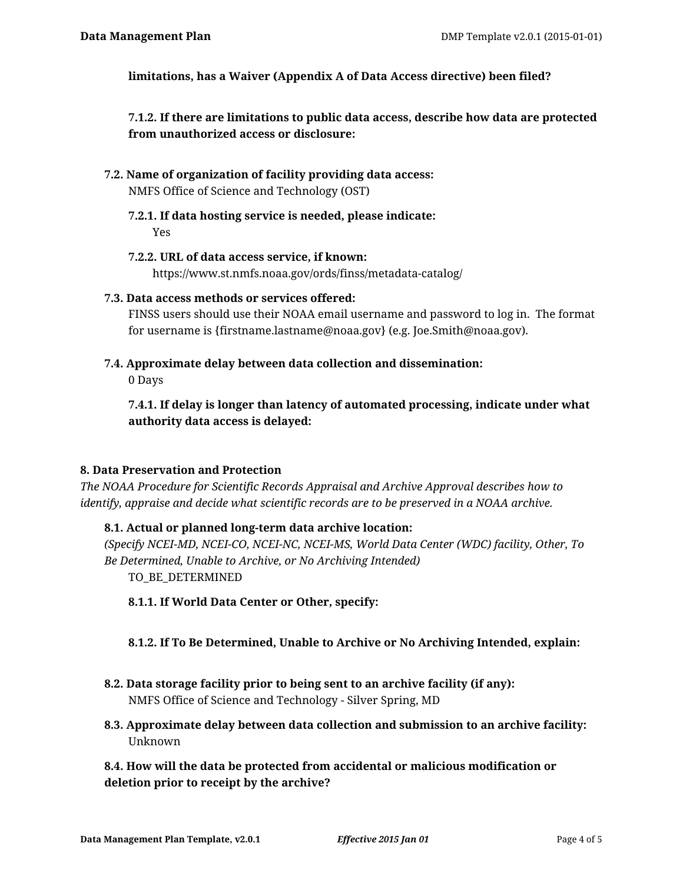**limitations, has a Waiver (Appendix A of Data Access directive) been filed?**

**7.1.2. If there are limitations to public data access, describe how data are protected from unauthorized access or disclosure:**

**7.2. Name of organization of facility providing data access:**
NMFS Office of Science and Technology (OST)

**7.2.1. If data hosting service is needed, please indicate:**
Yes

**7.2.2. URL of data access service, if known:**
https://www.st.nmfs.noaa.gov/ords/finss/metadata-catalog/

**7.3. Data access methods or services offered:**
FINSS users should use their NOAA email username and password to log in. The format for username is {firstname.lastname@noaa.gov} (e.g. Joe.Smith@noaa.gov).

**7.4. Approximate delay between data collection and dissemination:**
0 Days

**7.4.1. If delay is longer than latency of automated processing, indicate under what authority data access is delayed:**

### 8. Data Preservation and Protection

*The NOAA Procedure for Scientific Records Appraisal and Archive Approval describes how to identify, appraise and decide what scientific records are to be preserved in a NOAA archive.*

**8.1. Actual or planned long-term data archive location:**
*(Specify NCEI-MD, NCEI-CO, NCEI-NC, NCEI-MS, World Data Center (WDC) facility, Other, To Be Determined, Unable to Archive, or No Archiving Intended)*
TO_BE_DETERMINED

**8.1.1. If World Data Center or Other, specify:**

**8.1.2. If To Be Determined, Unable to Archive or No Archiving Intended, explain:**

**8.2. Data storage facility prior to being sent to an archive facility (if any):**
NMFS Office of Science and Technology - Silver Spring, MD

**8.3. Approximate delay between data collection and submission to an archive facility:**
Unknown

**8.4. How will the data be protected from accidental or malicious modification or deletion prior to receipt by the archive?**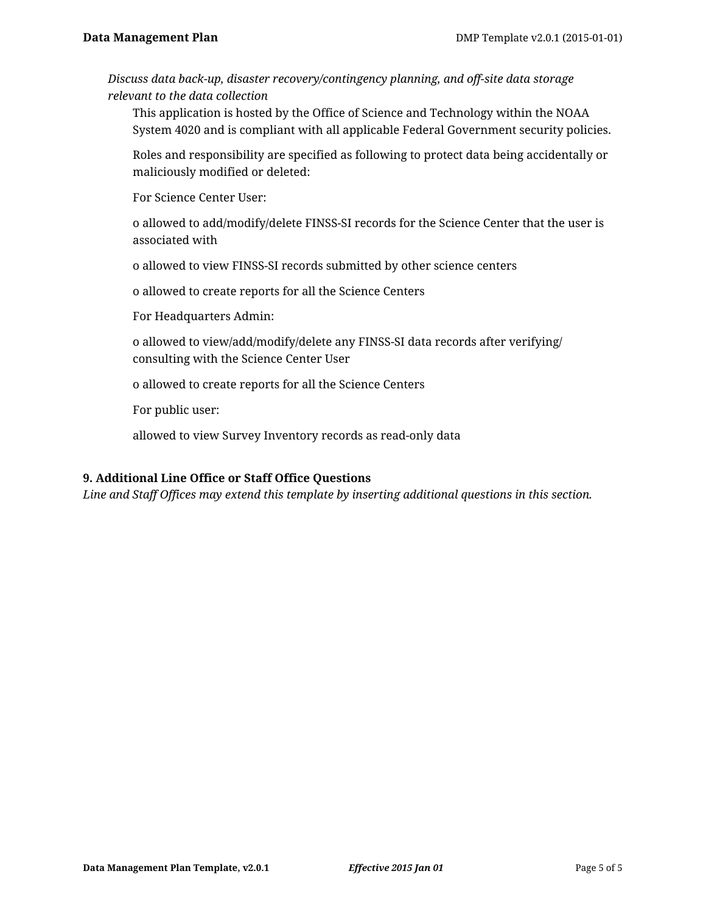*Discuss data back-up, disaster recovery/contingency planning, and off-site data storage relevant to the data collection*

This application is hosted by the Office of Science and Technology within the NOAA System 4020 and is compliant with all applicable Federal Government security policies.

Roles and responsibility are specified as following to protect data being accidentally or maliciously modified or deleted:

For Science Center User:

o allowed to add/modify/delete FINSS-SI records for the Science Center that the user is associated with

o allowed to view FINSS-SI records submitted by other science centers

o allowed to create reports for all the Science Centers

For Headquarters Admin:

o allowed to view/add/modify/delete any FINSS-SI data records after verifying/ consulting with the Science Center User

o allowed to create reports for all the Science Centers

For public user:

allowed to view Survey Inventory records as read-only data

### 9. Additional Line Office or Staff Office Questions

*Line and Staff Offices may extend this template by inserting additional questions in this section.*